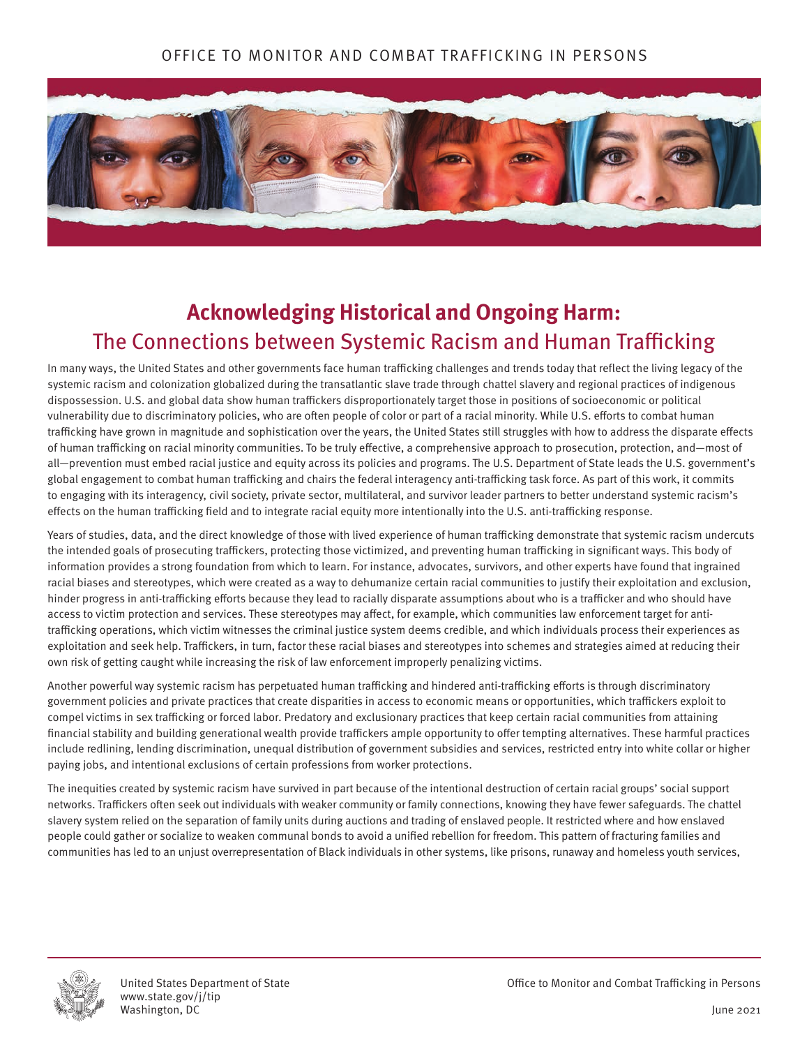# Acknowledging Historical and Ongoing Harm:
## The Connections between Systemic Racism and Human Trafficking

In many ways, the United States and other governments face human trafficking challenges and trends today that reflect the living legacy of the systemic racism and colonization globalized during the transatlantic slave trade through chattel slavery and regional practices of indigenous dispossession. U.S. and global data show human traffickers disproportionately target those in positions of socioeconomic or political vulnerability due to discriminatory policies, who are often people of color or part of a racial minority. While U.S. efforts to combat human trafficking have grown in magnitude and sophistication over the years, the United States still struggles with how to address the disparate effects of human trafficking on racial minority communities. To be truly effective, a comprehensive approach to prosecution, protection, and—most of all—prevention must embed racial justice and equity across its policies and programs. The U.S. Department of State leads the U.S. government's global engagement to combat human trafficking and chairs the federal interagency anti-trafficking task force. As part of this work, it commits to engaging with its interagency, civil society, private sector, multilateral, and survivor leader partners to better understand systemic racism's effects on the human trafficking field and to integrate racial equity more intentionally into the U.S. anti-trafficking response.

Years of studies, data, and the direct knowledge of those with lived experience of human trafficking demonstrate that systemic racism undercuts the intended goals of prosecuting traffickers, protecting those victimized, and preventing human trafficking in significant ways. This body of information provides a strong foundation from which to learn. For instance, advocates, survivors, and other experts have found that ingrained racial biases and stereotypes, which were created as a way to dehumanize certain racial communities to justify their exploitation and exclusion, hinder progress in anti-trafficking efforts because they lead to racially disparate assumptions about who is a trafficker and who should have access to victim protection and services. These stereotypes may affect, for example, which communities law enforcement target for anti-trafficking operations, which victim witnesses the criminal justice system deems credible, and which individuals process their experiences as exploitation and seek help. Traffickers, in turn, factor these racial biases and stereotypes into schemes and strategies aimed at reducing their own risk of getting caught while increasing the risk of law enforcement improperly penalizing victims.

Another powerful way systemic racism has perpetuated human trafficking and hindered anti-trafficking efforts is through discriminatory government policies and private practices that create disparities in access to economic means or opportunities, which traffickers exploit to compel victims in sex trafficking or forced labor. Predatory and exclusionary practices that keep certain racial communities from attaining financial stability and building generational wealth provide traffickers ample opportunity to offer tempting alternatives. These harmful practices include redlining, lending discrimination, unequal distribution of government subsidies and services, restricted entry into white collar or higher paying jobs, and intentional exclusions of certain professions from worker protections.

The inequities created by systemic racism have survived in part because of the intentional destruction of certain racial groups' social support networks. Traffickers often seek out individuals with weaker community or family connections, knowing they have fewer safeguards. The chattel slavery system relied on the separation of family units during auctions and trading of enslaved people. It restricted where and how enslaved people could gather or socialize to weaken communal bonds to avoid a unified rebellion for freedom. This pattern of fracturing families and communities has led to an unjust overrepresentation of Black individuals in other systems, like prisons, runaway and homeless youth services,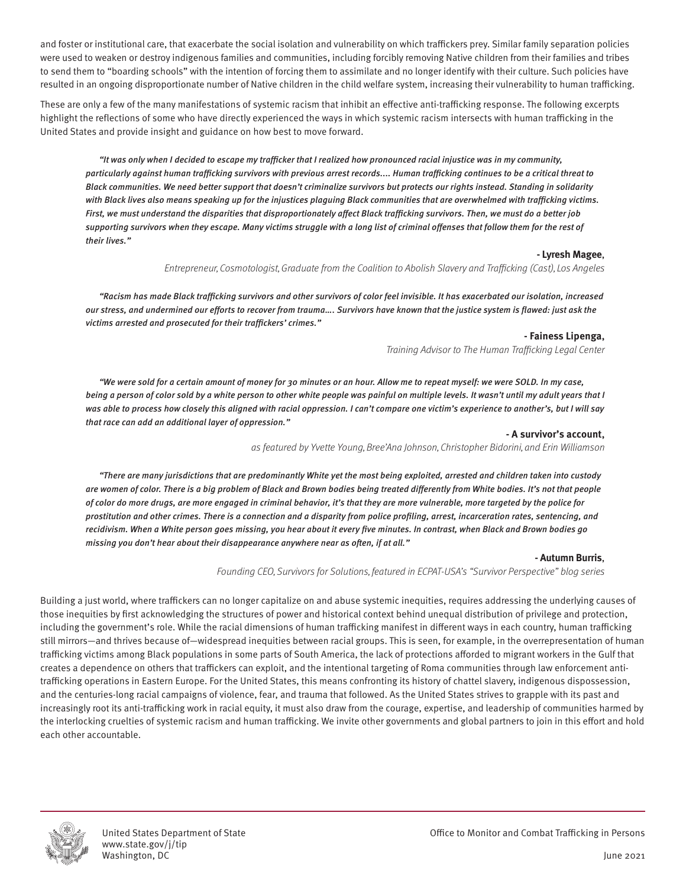and foster or institutional care, that exacerbate the social isolation and vulnerability on which traffickers prey. Similar family separation policies were used to weaken or destroy indigenous families and communities, including forcibly removing Native children from their families and tribes to send them to "boarding schools" with the intention of forcing them to assimilate and no longer identify with their culture. Such policies have resulted in an ongoing disproportionate number of Native children in the child welfare system, increasing their vulnerability to human trafficking.

These are only a few of the many manifestations of systemic racism that inhibit an effective anti-trafficking response. The following excerpts highlight the reflections of some who have directly experienced the ways in which systemic racism intersects with human trafficking in the United States and provide insight and guidance on how best to move forward.

> *"It was only when I decided to escape my trafficker that I realized how pronounced racial injustice was in my community, particularly against human trafficking survivors with previous arrest records.... Human trafficking continues to be a critical threat to Black communities. We need better support that doesn't criminalize survivors but protects our rights instead. Standing in solidarity with Black lives also means speaking up for the injustices plaguing Black communities that are overwhelmed with trafficking victims. First, we must understand the disparities that disproportionately affect Black trafficking survivors. Then, we must do a better job supporting survivors when they escape. Many victims struggle with a long list of criminal offenses that follow them for the rest of their lives."*
>
> **- Lyresh Magee**,
> *Entrepreneur, Cosmotologist, Graduate from the Coalition to Abolish Slavery and Trafficking (Cast), Los Angeles*

> *"Racism has made Black trafficking survivors and other survivors of color feel invisible. It has exacerbated our isolation, increased our stress, and undermined our efforts to recover from trauma…. Survivors have known that the justice system is flawed: just ask the victims arrested and prosecuted for their traffickers' crimes."*
>
> **- Fainess Lipenga,**
> *Training Advisor to The Human Trafficking Legal Center*

> *"We were sold for a certain amount of money for 30 minutes or an hour. Allow me to repeat myself: we were SOLD. In my case, being a person of color sold by a white person to other white people was painful on multiple levels. It wasn't until my adult years that I was able to process how closely this aligned with racial oppression. I can't compare one victim's experience to another's, but I will say that race can add an additional layer of oppression."*
>
> **- A survivor's account,**
> *as featured by Yvette Young, Bree'Ana Johnson, Christopher Bidorini, and Erin Williamson*

> *"There are many jurisdictions that are predominantly White yet the most being exploited, arrested and children taken into custody are women of color. There is a big problem of Black and Brown bodies being treated differently from White bodies. It's not that people of color do more drugs, are more engaged in criminal behavior, it's that they are more vulnerable, more targeted by the police for prostitution and other crimes. There is a connection and a disparity from police profiling, arrest, incarceration rates, sentencing, and recidivism. When a White person goes missing, you hear about it every five minutes. In contrast, when Black and Brown bodies go missing you don't hear about their disappearance anywhere near as often, if at all."*
>
> **- Autumn Burris**,
> *Founding CEO, Survivors for Solutions, featured in ECPAT-USA's "Survivor Perspective" blog series*

Building a just world, where traffickers can no longer capitalize on and abuse systemic inequities, requires addressing the underlying causes of those inequities by first acknowledging the structures of power and historical context behind unequal distribution of privilege and protection, including the government's role. While the racial dimensions of human trafficking manifest in different ways in each country, human trafficking still mirrors—and thrives because of—widespread inequities between racial groups. This is seen, for example, in the overrepresentation of human trafficking victims among Black populations in some parts of South America, the lack of protections afforded to migrant workers in the Gulf that creates a dependence on others that traffickers can exploit, and the intentional targeting of Roma communities through law enforcement anti-trafficking operations in Eastern Europe. For the United States, this means confronting its history of chattel slavery, indigenous dispossession, and the centuries-long racial campaigns of violence, fear, and trauma that followed. As the United States strives to grapple with its past and increasingly root its anti-trafficking work in racial equity, it must also draw from the courage, expertise, and leadership of communities harmed by the interlocking cruelties of systemic racism and human trafficking. We invite other governments and global partners to join in this effort and hold each other accountable.

United States Department of State
www.state.gov/j/tip
Washington, DC

Office to Monitor and Combat Trafficking in Persons

June 2021